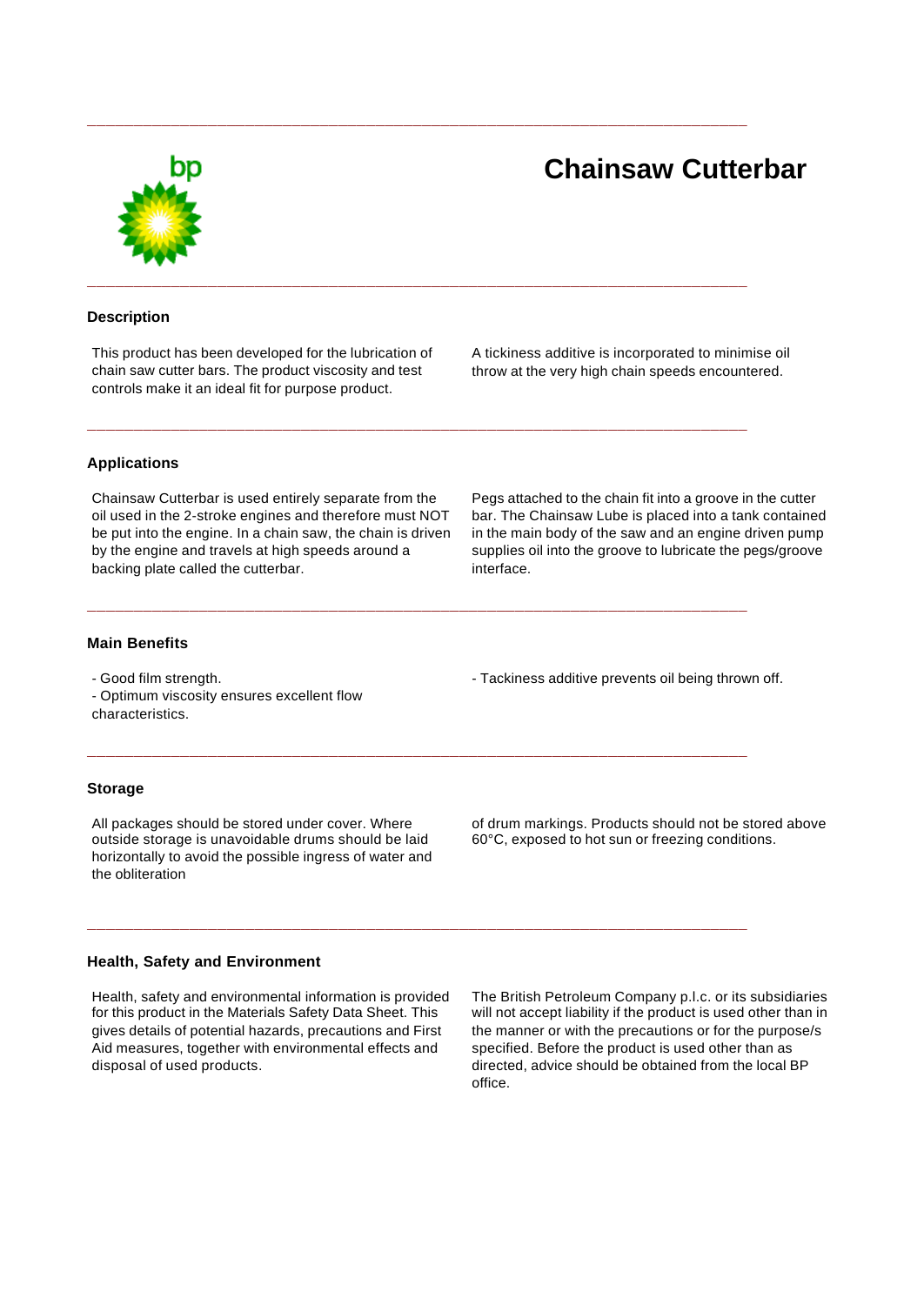# Chainsaw Cutterbar

## Description

This product has been developed for the lubrication of chain saw cutter bars. The product viscosity and test controls make it an ideal fit for purpose product.

A tickiness additive is incorporated to minimise oil throw at the very high chain speeds encountered.

## Applications

Chainsaw Cutterbar is used entirely separate from the oil used in the 2-stroke engines and therefore must NOT be put into the engine. In a chain saw, the chain is driven by the engine and travels at high speeds around a backing plate called the cutterbar.

Pegs attached to the chain fit into a groove in the cutter bar. The Chainsaw Lube is placed into a tank contained in the main body of the saw and an engine driven pump supplies oil into the groove to lubricate the pegs/groove interface.

## Main Benefits

- Good film strength.
- Optimum viscosity ensures excellent flow characteristics.
- Tackiness additive prevents oil being thrown off.

## Storage

All packages should be stored under cover. Where outside storage is unavoidable drums should be laid horizontally to avoid the possible ingress of water and the obliteration of drum markings. Products should not be stored above 60°C, exposed to hot sun or freezing conditions.

## Health, Safety and Environment

Health, safety and environmental information is provided for this product in the Materials Safety Data Sheet. This gives details of potential hazards, precautions and First Aid measures, together with environmental effects and disposal of used products.

The British Petroleum Company p.l.c. or its subsidiaries will not accept liability if the product is used other than in the manner or with the precautions or for the purpose/s specified. Before the product is used other than as directed, advice should be obtained from the local BP office.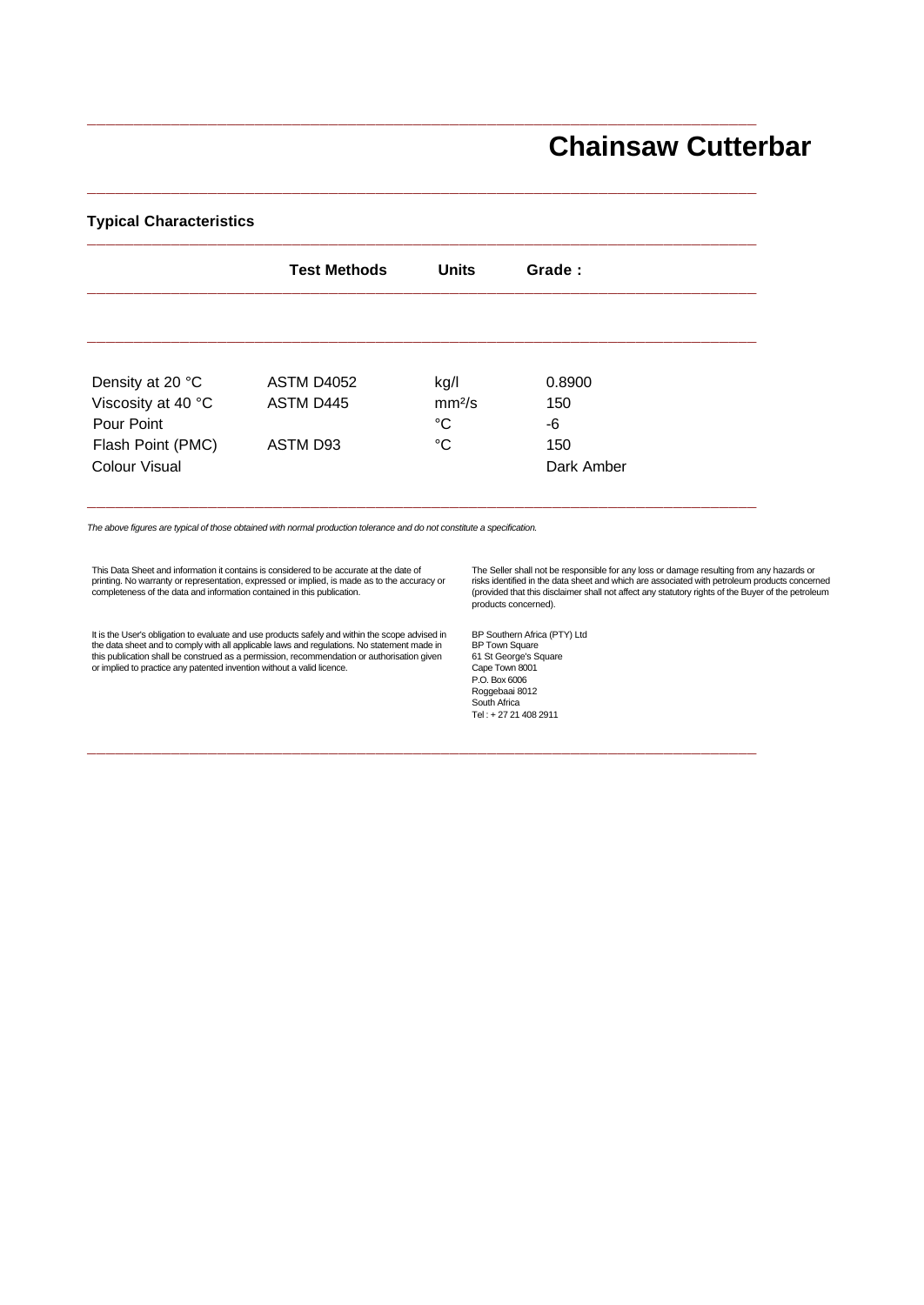# Chainsaw Cutterbar

## Typical Characteristics

| | Test Methods | Units | Grade : |
|---|---|---|---|
| Density at 20 °C | ASTM D4052 | kg/l | 0.8900 |
| Viscosity at 40 °C | ASTM D445 | $mm^2/s$ | 150 |
| Pour Point | | °C | -6 |
| Flash Point (PMC) | ASTM D93 | °C | 150 |
| Colour Visual | | | Dark Amber |

*The above figures are typical of those obtained with normal production tolerance and do not constitute a specification.*

This Data Sheet and information it contains is considered to be accurate at the date of printing. No warranty or representation, expressed or implied, is made as to the accuracy or completeness of the data and information contained in this publication.

It is the User's obligation to evaluate and use products safely and within the scope advised in the data sheet and to comply with all applicable laws and regulations. No statement made in this publication shall be construed as a permission, recommendation or authorisation given or implied to practice any patented invention without a valid licence.

The Seller shall not be responsible for any loss or damage resulting from any hazards or risks identified in the data sheet and which are associated with petroleum products concerned (provided that this disclaimer shall not affect any statutory rights of the Buyer of the petroleum products concerned).

BP Southern Africa (PTY) Ltd
BP Town Square
61 St George's Square
Cape Town 8001
P.O. Box 6006
Roggebaai 8012
South Africa
Tel : + 27 21 408 2911